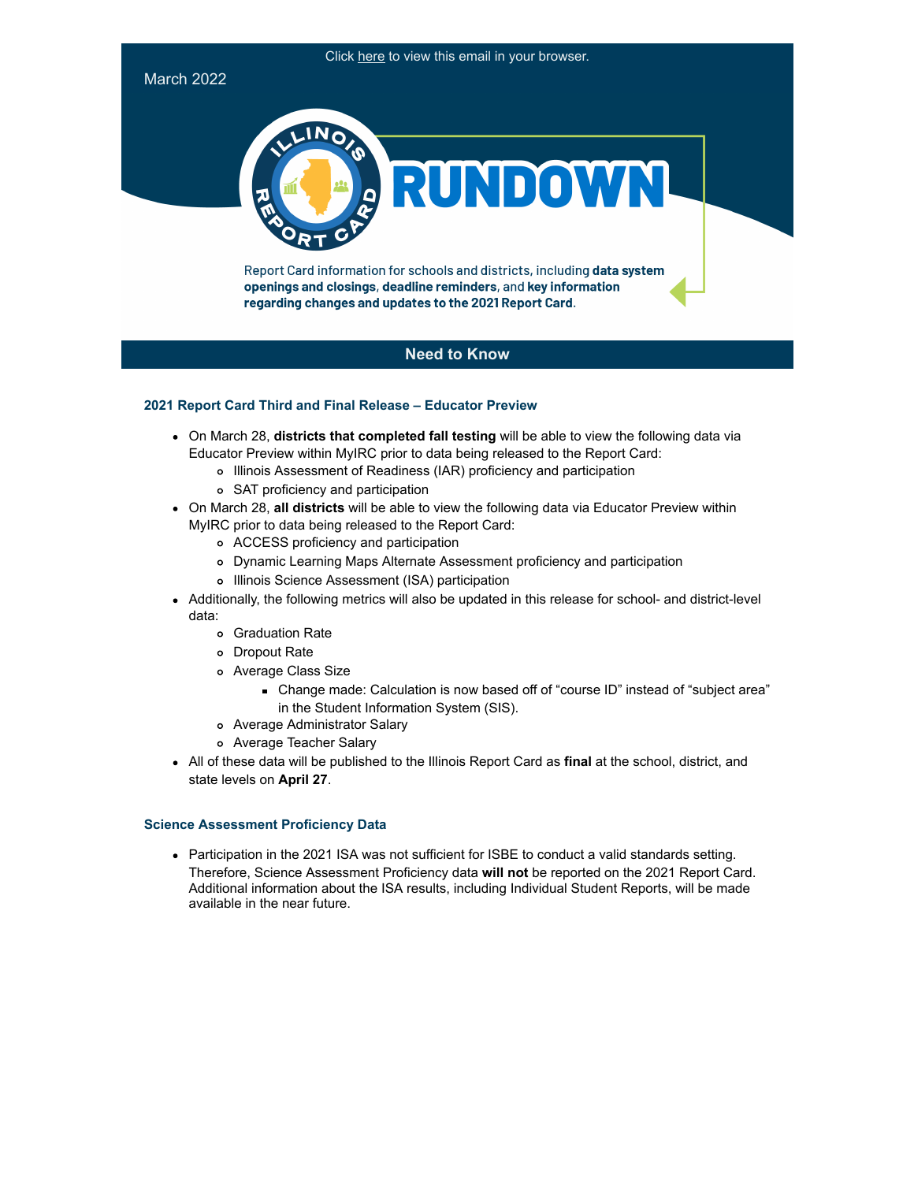Click here to view this email in your browser.

March 2022

# ILLINOIS REPORT CARD RUNDOWN

Report Card information for schools and districts, including **data system openings and closings**, **deadline reminders**, and **key information regarding changes and updates to the 2021 Report Card**.

## Need to Know

### 2021 Report Card Third and Final Release – Educator Preview

- On March 28, **districts that completed fall testing** will be able to view the following data via Educator Preview within MyIRC prior to data being released to the Report Card:
  - Illinois Assessment of Readiness (IAR) proficiency and participation
  - SAT proficiency and participation
- On March 28, **all districts** will be able to view the following data via Educator Preview within MyIRC prior to data being released to the Report Card:
  - ACCESS proficiency and participation
  - Dynamic Learning Maps Alternate Assessment proficiency and participation
  - Illinois Science Assessment (ISA) participation
- Additionally, the following metrics will also be updated in this release for school- and district-level data:
  - Graduation Rate
  - Dropout Rate
  - Average Class Size
    - Change made: Calculation is now based off of "course ID" instead of "subject area" in the Student Information System (SIS).
  - Average Administrator Salary
  - Average Teacher Salary
- All of these data will be published to the Illinois Report Card as **final** at the school, district, and state levels on **April 27**.

### Science Assessment Proficiency Data

- Participation in the 2021 ISA was not sufficient for ISBE to conduct a valid standards setting. Therefore, Science Assessment Proficiency data **will not** be reported on the 2021 Report Card. Additional information about the ISA results, including Individual Student Reports, will be made available in the near future.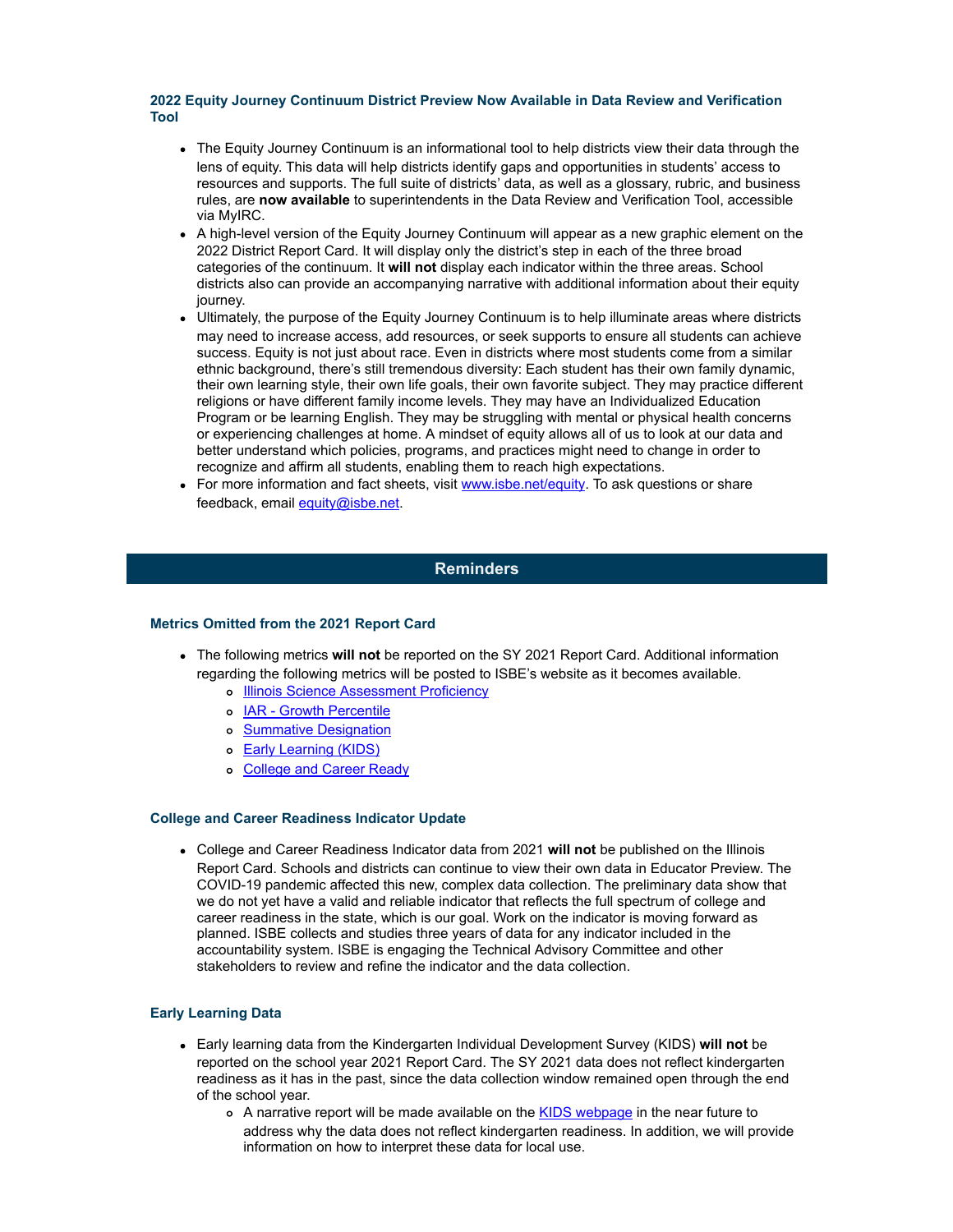### 2022 Equity Journey Continuum District Preview Now Available in Data Review and Verification Tool

- The Equity Journey Continuum is an informational tool to help districts view their data through the lens of equity. This data will help districts identify gaps and opportunities in students' access to resources and supports. The full suite of districts' data, as well as a glossary, rubric, and business rules, are **now available** to superintendents in the Data Review and Verification Tool, accessible via MyIRC.
- A high-level version of the Equity Journey Continuum will appear as a new graphic element on the 2022 District Report Card. It will display only the district's step in each of the three broad categories of the continuum. It **will not** display each indicator within the three areas. School districts also can provide an accompanying narrative with additional information about their equity journey.
- Ultimately, the purpose of the Equity Journey Continuum is to help illuminate areas where districts may need to increase access, add resources, or seek supports to ensure all students can achieve success. Equity is not just about race. Even in districts where most students come from a similar ethnic background, there's still tremendous diversity: Each student has their own family dynamic, their own learning style, their own life goals, their own favorite subject. They may practice different religions or have different family income levels. They may have an Individualized Education Program or be learning English. They may be struggling with mental or physical health concerns or experiencing challenges at home. A mindset of equity allows all of us to look at our data and better understand which policies, programs, and practices might need to change in order to recognize and affirm all students, enabling them to reach high expectations.
- For more information and fact sheets, visit [www.isbe.net/equity](www.isbe.net/equity). To ask questions or share feedback, email [equity@isbe.net](mailto:equity@isbe.net).

## Reminders

### Metrics Omitted from the 2021 Report Card

- The following metrics **will not** be reported on the SY 2021 Report Card. Additional information regarding the following metrics will be posted to ISBE's website as it becomes available.
  - Illinois Science Assessment Proficiency
  - IAR - Growth Percentile
  - Summative Designation
  - Early Learning (KIDS)
  - College and Career Ready

### College and Career Readiness Indicator Update

- College and Career Readiness Indicator data from 2021 **will not** be published on the Illinois Report Card. Schools and districts can continue to view their own data in Educator Preview. The COVID-19 pandemic affected this new, complex data collection. The preliminary data show that we do not yet have a valid and reliable indicator that reflects the full spectrum of college and career readiness in the state, which is our goal. Work on the indicator is moving forward as planned. ISBE collects and studies three years of data for any indicator included in the accountability system. ISBE is engaging the Technical Advisory Committee and other stakeholders to review and refine the indicator and the data collection.

### Early Learning Data

- Early learning data from the Kindergarten Individual Development Survey (KIDS) **will not** be reported on the school year 2021 Report Card. The SY 2021 data does not reflect kindergarten readiness as it has in the past, since the data collection window remained open through the end of the school year.
  - A narrative report will be made available on the KIDS webpage in the near future to address why the data does not reflect kindergarten readiness. In addition, we will provide information on how to interpret these data for local use.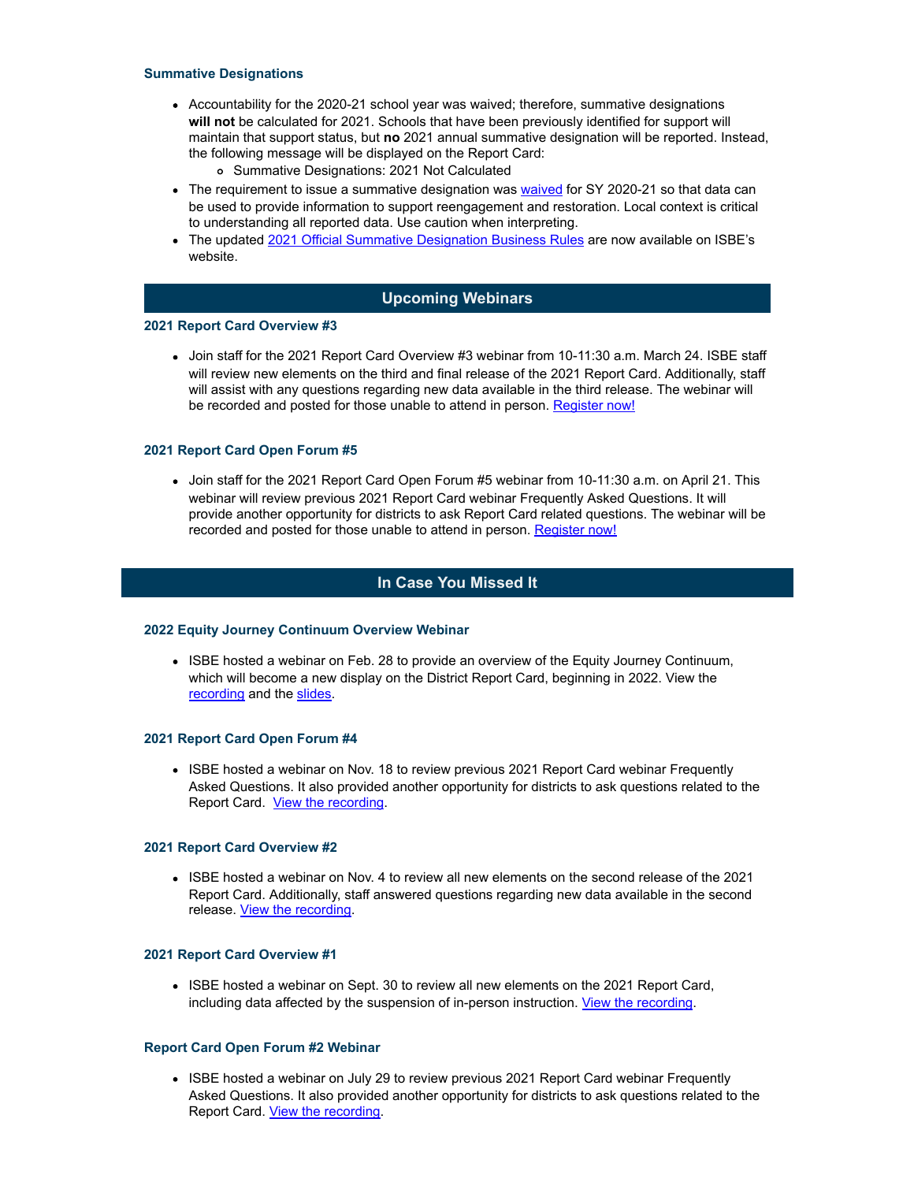### Summative Designations

- Accountability for the 2020-21 school year was waived; therefore, summative designations **will not** be calculated for 2021. Schools that have been previously identified for support will maintain that support status, but **no** 2021 annual summative designation will be reported. Instead, the following message will be displayed on the Report Card:
  - Summative Designations: 2021 Not Calculated
- The requirement to issue a summative designation was waived for SY 2020-21 so that data can be used to provide information to support reengagement and restoration. Local context is critical to understanding all reported data. Use caution when interpreting.
- The updated 2021 Official Summative Designation Business Rules are now available on ISBE's website.

## Upcoming Webinars

### 2021 Report Card Overview #3

- Join staff for the 2021 Report Card Overview #3 webinar from 10-11:30 a.m. March 24. ISBE staff will review new elements on the third and final release of the 2021 Report Card. Additionally, staff will assist with any questions regarding new data available in the third release. The webinar will be recorded and posted for those unable to attend in person. Register now!

### 2021 Report Card Open Forum #5

- Join staff for the 2021 Report Card Open Forum #5 webinar from 10-11:30 a.m. on April 21. This webinar will review previous 2021 Report Card webinar Frequently Asked Questions. It will provide another opportunity for districts to ask Report Card related questions. The webinar will be recorded and posted for those unable to attend in person. Register now!

## In Case You Missed It

### 2022 Equity Journey Continuum Overview Webinar

- ISBE hosted a webinar on Feb. 28 to provide an overview of the Equity Journey Continuum, which will become a new display on the District Report Card, beginning in 2022. View the recording and the slides.

### 2021 Report Card Open Forum #4

- ISBE hosted a webinar on Nov. 18 to review previous 2021 Report Card webinar Frequently Asked Questions. It also provided another opportunity for districts to ask questions related to the Report Card. View the recording.

### 2021 Report Card Overview #2

- ISBE hosted a webinar on Nov. 4 to review all new elements on the second release of the 2021 Report Card. Additionally, staff answered questions regarding new data available in the second release. View the recording.

### 2021 Report Card Overview #1

- ISBE hosted a webinar on Sept. 30 to review all new elements on the 2021 Report Card, including data affected by the suspension of in-person instruction. View the recording.

### Report Card Open Forum #2 Webinar

- ISBE hosted a webinar on July 29 to review previous 2021 Report Card webinar Frequently Asked Questions. It also provided another opportunity for districts to ask questions related to the Report Card. View the recording.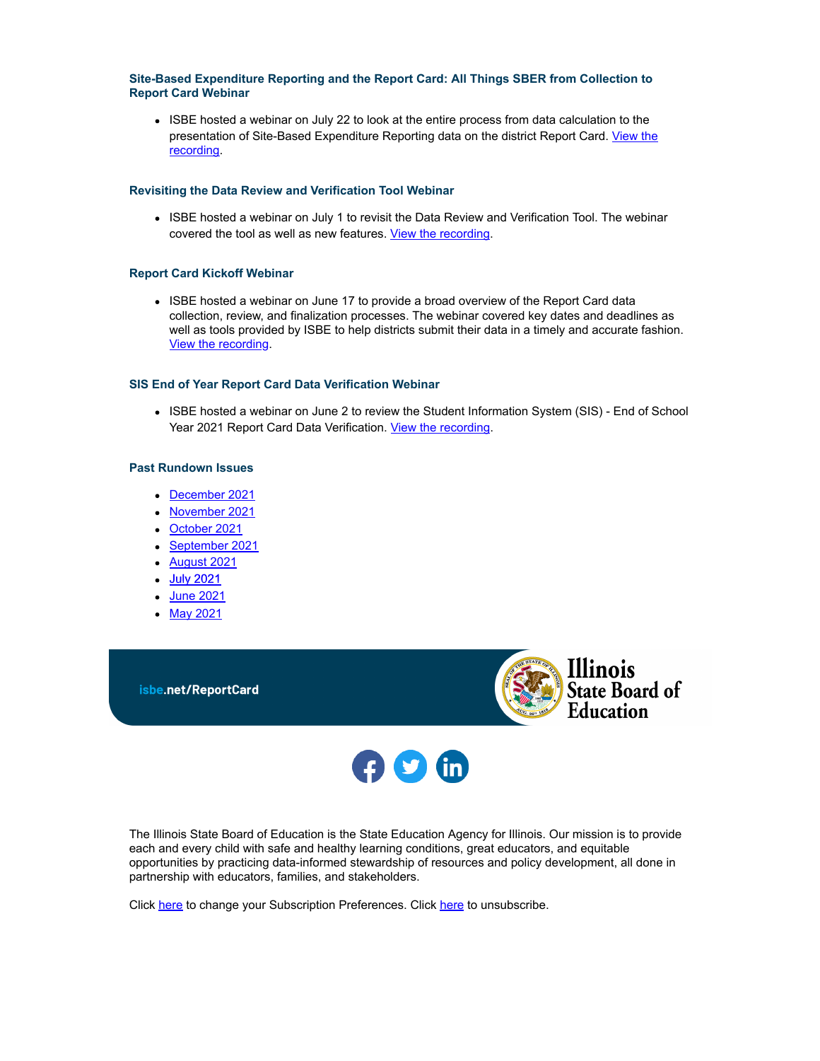### Site-Based Expenditure Reporting and the Report Card: All Things SBER from Collection to Report Card Webinar

- ISBE hosted a webinar on July 22 to look at the entire process from data calculation to the presentation of Site-Based Expenditure Reporting data on the district Report Card. View the recording.

### Revisiting the Data Review and Verification Tool Webinar

- ISBE hosted a webinar on July 1 to revisit the Data Review and Verification Tool. The webinar covered the tool as well as new features. View the recording.

### Report Card Kickoff Webinar

- ISBE hosted a webinar on June 17 to provide a broad overview of the Report Card data collection, review, and finalization processes. The webinar covered key dates and deadlines as well as tools provided by ISBE to help districts submit their data in a timely and accurate fashion. View the recording.

### SIS End of Year Report Card Data Verification Webinar

- ISBE hosted a webinar on June 2 to review the Student Information System (SIS) - End of School Year 2021 Report Card Data Verification. View the recording.

### Past Rundown Issues

- December 2021
- November 2021
- October 2021
- September 2021
- August 2021
- July 2021
- June 2021
- May 2021

isbe.net/ReportCard

Illinois State Board of Education

The Illinois State Board of Education is the State Education Agency for Illinois. Our mission is to provide each and every child with safe and healthy learning conditions, great educators, and equitable opportunities by practicing data-informed stewardship of resources and policy development, all done in partnership with educators, families, and stakeholders.

Click here to change your Subscription Preferences. Click here to unsubscribe.